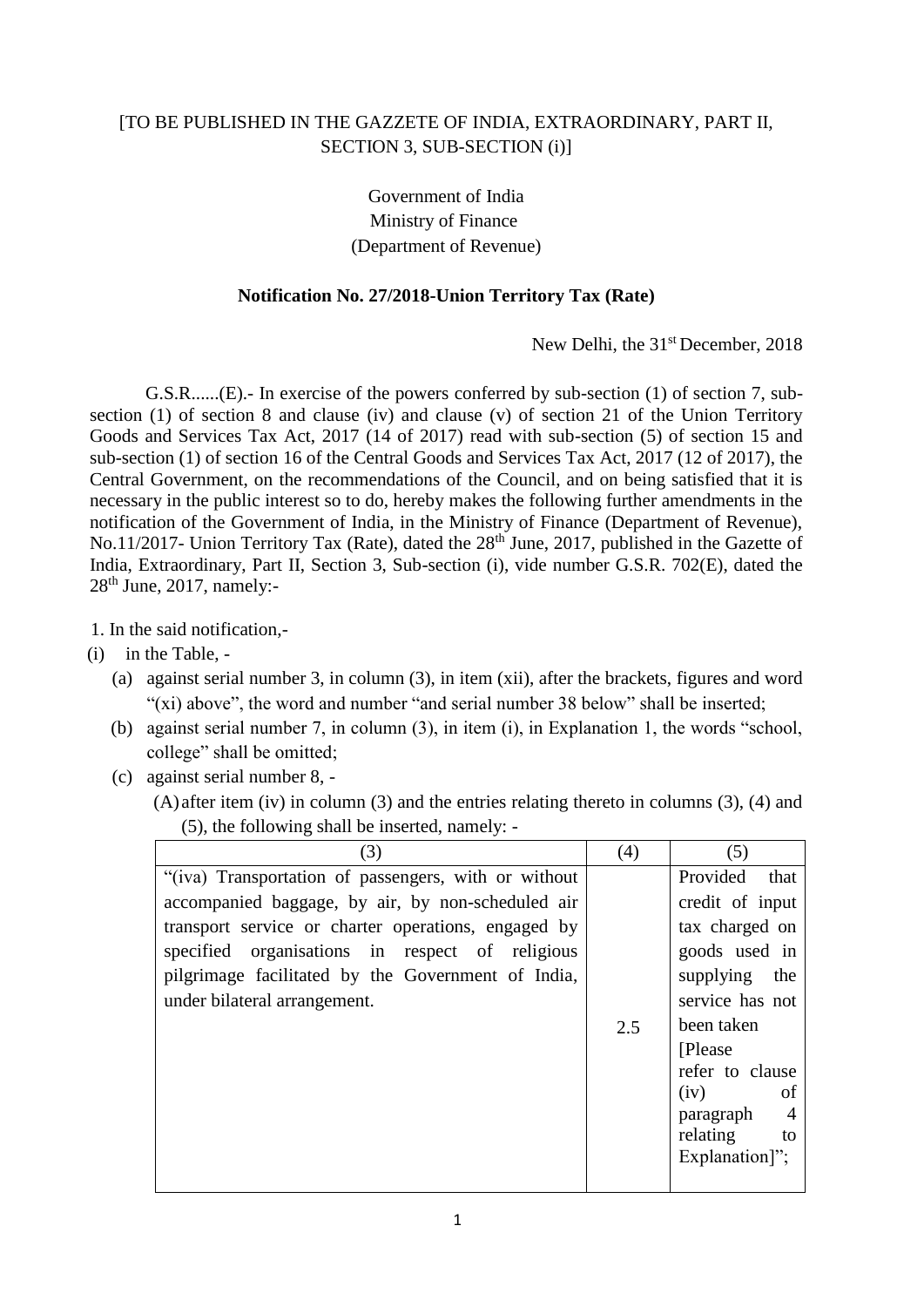[TO BE PUBLISHED IN THE GAZZETE OF INDIA, EXTRAORDINARY, PART II, SECTION 3, SUB-SECTION (i)]

Government of India
Ministry of Finance
(Department of Revenue)

**Notification No. 27/2018-Union Territory Tax (Rate)**

New Delhi, the 31st December, 2018

G.S.R......(E).- In exercise of the powers conferred by sub-section (1) of section 7, sub-section (1) of section 8 and clause (iv) and clause (v) of section 21 of the Union Territory Goods and Services Tax Act, 2017 (14 of 2017) read with sub-section (5) of section 15 and sub-section (1) of section 16 of the Central Goods and Services Tax Act, 2017 (12 of 2017), the Central Government, on the recommendations of the Council, and on being satisfied that it is necessary in the public interest so to do, hereby makes the following further amendments in the notification of the Government of India, in the Ministry of Finance (Department of Revenue), No.11/2017- Union Territory Tax (Rate), dated the 28th June, 2017, published in the Gazette of India, Extraordinary, Part II, Section 3, Sub-section (i), vide number G.S.R. 702(E), dated the 28th June, 2017, namely:-

1. In the said notification,-

(i) in the Table, -

(a) against serial number 3, in column (3), in item (xii), after the brackets, figures and word "(xi) above", the word and number "and serial number 38 below" shall be inserted;

(b) against serial number 7, in column (3), in item (i), in Explanation 1, the words "school, college" shall be omitted;

(c) against serial number 8, -

(A) after item (iv) in column (3) and the entries relating thereto in columns (3), (4) and (5), the following shall be inserted, namely: -

| (3) | (4) | (5) |
|---|---|---|
| "(iva) Transportation of passengers, with or without accompanied baggage, by air, by non-scheduled air transport service or charter operations, engaged by specified organisations in respect of religious pilgrimage facilitated by the Government of India, under bilateral arrangement. | 2.5 | Provided that credit of input tax charged on goods used in supplying the service has not been taken [Please refer to clause (iv) of paragraph 4 relating to Explanation]"; |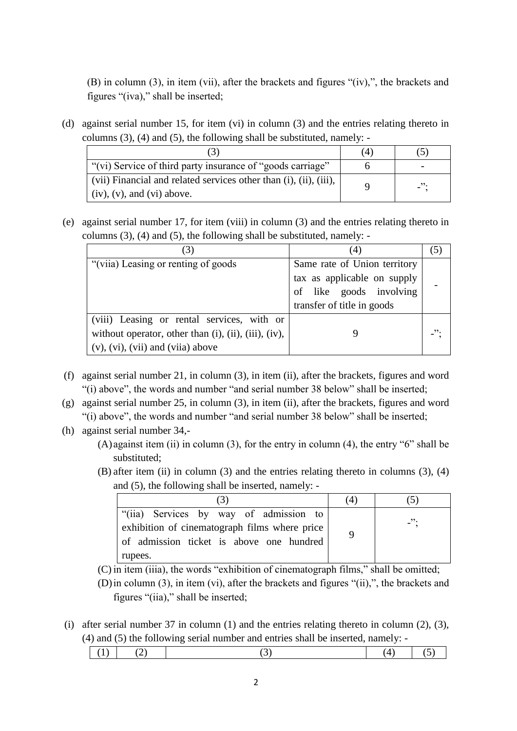(B) in column (3), in item (vii), after the brackets and figures "(iv),", the brackets and figures "(iva)," shall be inserted;

(d) against serial number 15, for item (vi) in column (3) and the entries relating thereto in columns (3), (4) and (5), the following shall be substituted, namely: -

| (3) | (4) | (5) |
|---|---|---|
| "(vi) Service of third party insurance of "goods carriage" | 6 | - |
| (vii) Financial and related services other than (i), (ii), (iii), (iv), (v), and (vi) above. | 9 | -"; |

(e) against serial number 17, for item (viii) in column (3) and the entries relating thereto in columns (3), (4) and (5), the following shall be substituted, namely: -

| (3) | (4) | (5) |
|---|---|---|
| "(viia) Leasing or renting of goods | Same rate of Union territory tax as applicable on supply of like goods involving transfer of title in goods | - |
| (viii) Leasing or rental services, with or without operator, other than (i), (ii), (iii), (iv), (v), (vi), (vii) and (viia) above | 9 | -"; |

(f) against serial number 21, in column (3), in item (ii), after the brackets, figures and word "(i) above", the words and number "and serial number 38 below" shall be inserted;

(g) against serial number 25, in column (3), in item (ii), after the brackets, figures and word "(i) above", the words and number "and serial number 38 below" shall be inserted;

(h) against serial number 34,-

(A) against item (ii) in column (3), for the entry in column (4), the entry "6" shall be substituted;

(B) after item (ii) in column (3) and the entries relating thereto in columns (3), (4) and (5), the following shall be inserted, namely: -

| (3) | (4) | (5) |
|---|---|---|
| "(iia) Services by way of admission to exhibition of cinematograph films where price of admission ticket is above one hundred rupees. | 9 | -"; |

(C) in item (iiia), the words "exhibition of cinematograph films," shall be omitted;

(D) in column (3), in item (vi), after the brackets and figures "(ii),", the brackets and figures "(iia)," shall be inserted;

(i) after serial number 37 in column (1) and the entries relating thereto in column (2), (3), (4) and (5) the following serial number and entries shall be inserted, namely: -

| (1) | (2) | (3) | (4) | (5) |
|---|---|---|---|---|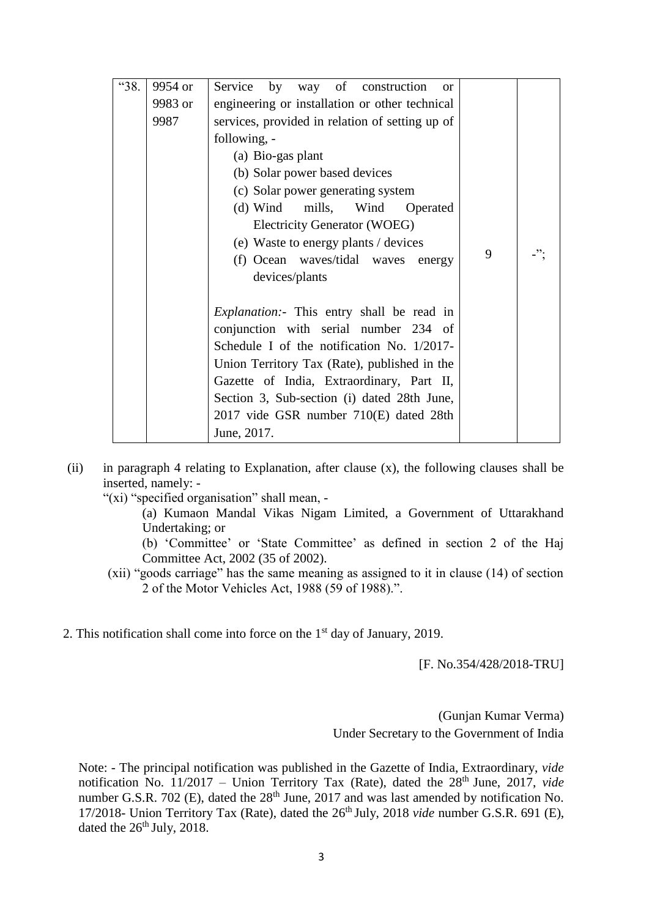| | | | | |
|---|---|---|---|---|
| "38. | 9954 or 9983 or 9987 | Service by way of construction or engineering or installation or other technical services, provided in relation of setting up of following, -<br>(a) Bio-gas plant<br>(b) Solar power based devices<br>(c) Solar power generating system<br>(d) Wind mills, Wind Operated Electricity Generator (WOEG)<br>(e) Waste to energy plants / devices<br>(f) Ocean waves/tidal waves energy devices/plants<br><br>*Explanation:-* This entry shall be read in conjunction with serial number 234 of Schedule I of the notification No. 1/2017-Union Territory Tax (Rate), published in the Gazette of India, Extraordinary, Part II, Section 3, Sub-section (i) dated 28th June, 2017 vide GSR number 710(E) dated 28th June, 2017. | 9 | -"; |

(ii) in paragraph 4 relating to Explanation, after clause (x), the following clauses shall be inserted, namely: -

"(xi) "specified organisation" shall mean, -

(a) Kumaon Mandal Vikas Nigam Limited, a Government of Uttarakhand Undertaking; or

(b) 'Committee' or 'State Committee' as defined in section 2 of the Haj Committee Act, 2002 (35 of 2002).

(xii) "goods carriage" has the same meaning as assigned to it in clause (14) of section 2 of the Motor Vehicles Act, 1988 (59 of 1988).".

2. This notification shall come into force on the 1st day of January, 2019.

[F. No.354/428/2018-TRU]

(Gunjan Kumar Verma)
Under Secretary to the Government of India

Note: - The principal notification was published in the Gazette of India, Extraordinary, *vide* notification No. 11/2017 – Union Territory Tax (Rate), dated the 28th June, 2017, *vide* number G.S.R. 702 (E), dated the 28th June, 2017 and was last amended by notification No. 17/2018- Union Territory Tax (Rate), dated the 26th July, 2018 *vide* number G.S.R. 691 (E), dated the 26th July, 2018.